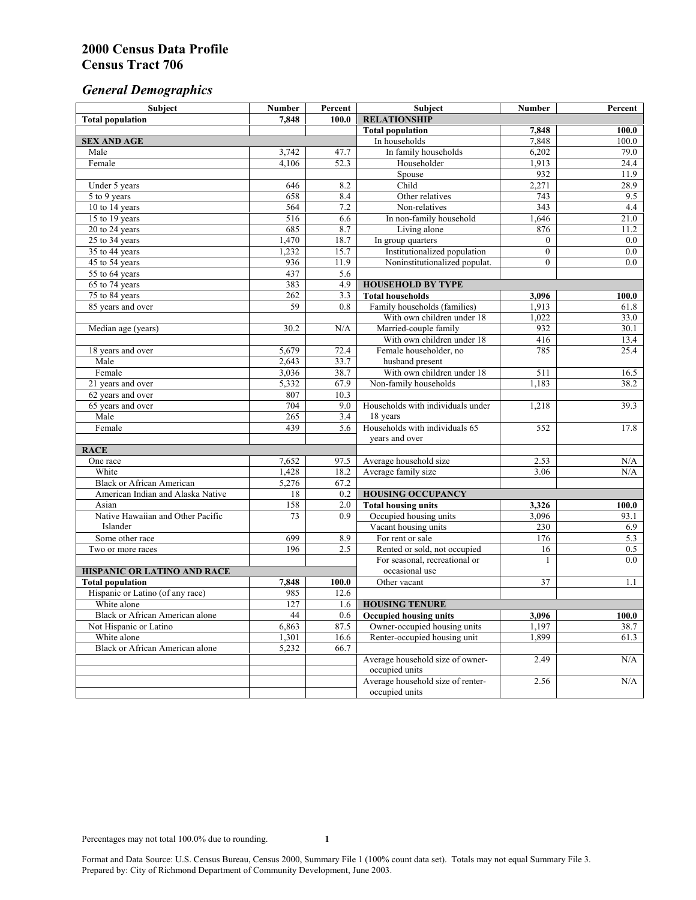# 2000 Census Data Profile
# Census Tract 706

## *General Demographics*

| Subject | Number | Percent | Subject | Number | Percent |
|---|---|---|---|---|---|
| **Total population** | **7,848** | **100.0** | **RELATIONSHIP** | | |
| | | | **Total population** | **7,848** | **100.0** |
| **SEX AND AGE** | | | In households | 7,848 | 100.0 |
| Male | 3,742 | 47.7 | In family households | 6,202 | 79.0 |
| Female | 4,106 | 52.3 | Householder | 1,913 | 24.4 |
| | | | Spouse | 932 | 11.9 |
| Under 5 years | 646 | 8.2 | Child | 2,271 | 28.9 |
| 5 to 9 years | 658 | 8.4 | Other relatives | 743 | 9.5 |
| 10 to 14 years | 564 | 7.2 | Non-relatives | 343 | 4.4 |
| 15 to 19 years | 516 | 6.6 | In non-family household | 1,646 | 21.0 |
| 20 to 24 years | 685 | 8.7 | Living alone | 876 | 11.2 |
| 25 to 34 years | 1,470 | 18.7 | In group quarters | 0 | 0.0 |
| 35 to 44 years | 1,232 | 15.7 | Institutionalized population | 0 | 0.0 |
| 45 to 54 years | 936 | 11.9 | Noninstitutionalized populat. | 0 | 0.0 |
| 55 to 64 years | 437 | 5.6 | | | |
| 65 to 74 years | 383 | 4.9 | **HOUSEHOLD BY TYPE** | | |
| 75 to 84 years | 262 | 3.3 | **Total households** | **3,096** | **100.0** |
| 85 years and over | 59 | 0.8 | Family households (families) | 1,913 | 61.8 |
| | | | With own children under 18 | 1,022 | 33.0 |
| Median age (years) | 30.2 | N/A | Married-couple family | 932 | 30.1 |
| | | | With own children under 18 | 416 | 13.4 |
| 18 years and over | 5,679 | 72.4 | Female householder, no husband present | 785 | 25.4 |
| Male | 2,643 | 33.7 | | | |
| Female | 3,036 | 38.7 | With own children under 18 | 511 | 16.5 |
| 21 years and over | 5,332 | 67.9 | Non-family households | 1,183 | 38.2 |
| 62 years and over | 807 | 10.3 | | | |
| 65 years and over | 704 | 9.0 | Households with individuals under 18 years | 1,218 | 39.3 |
| Male | 265 | 3.4 | | | |
| Female | 439 | 5.6 | Households with individuals 65 years and over | 552 | 17.8 |
| | | | | | |
| **RACE** | | | | | |
| One race | 7,652 | 97.5 | Average household size | 2.53 | N/A |
| White | 1,428 | 18.2 | Average family size | 3.06 | N/A |
| Black or African American | 5,276 | 67.2 | | | |
| American Indian and Alaska Native | 18 | 0.2 | **HOUSING OCCUPANCY** | | |
| Asian | 158 | 2.0 | **Total housing units** | **3,326** | **100.0** |
| Native Hawaiian and Other Pacific Islander | 73 | 0.9 | Occupied housing units | 3,096 | 93.1 |
| | | | Vacant housing units | 230 | 6.9 |
| Some other race | 699 | 8.9 | For rent or sale | 176 | 5.3 |
| Two or more races | 196 | 2.5 | Rented or sold, not occupied | 16 | 0.5 |
| | | | For seasonal, recreational or occasional use | 1 | 0.0 |
| **HISPANIC OR LATINO AND RACE** | | | | | |
| **Total population** | **7,848** | **100.0** | Other vacant | 37 | 1.1 |
| Hispanic or Latino (of any race) | 985 | 12.6 | | | |
| White alone | 127 | 1.6 | **HOUSING TENURE** | | |
| Black or African American alone | 44 | 0.6 | **Occupied housing units** | **3,096** | **100.0** |
| Not Hispanic or Latino | 6,863 | 87.5 | Owner-occupied housing units | 1,197 | 38.7 |
| White alone | 1,301 | 16.6 | Renter-occupied housing unit | 1,899 | 61.3 |
| Black or African American alone | 5,232 | 66.7 | | | |
| | | | Average household size of owner-occupied units | 2.49 | N/A |
| | | | Average household size of renter-occupied units | 2.56 | N/A |

Percentages may not total 100.0% due to rounding.

Format and Data Source: U.S. Census Bureau, Census 2000, Summary File 1 (100% count data set). Totals may not equal Summary File 3.
Prepared by: City of Richmond Department of Community Development, June 2003.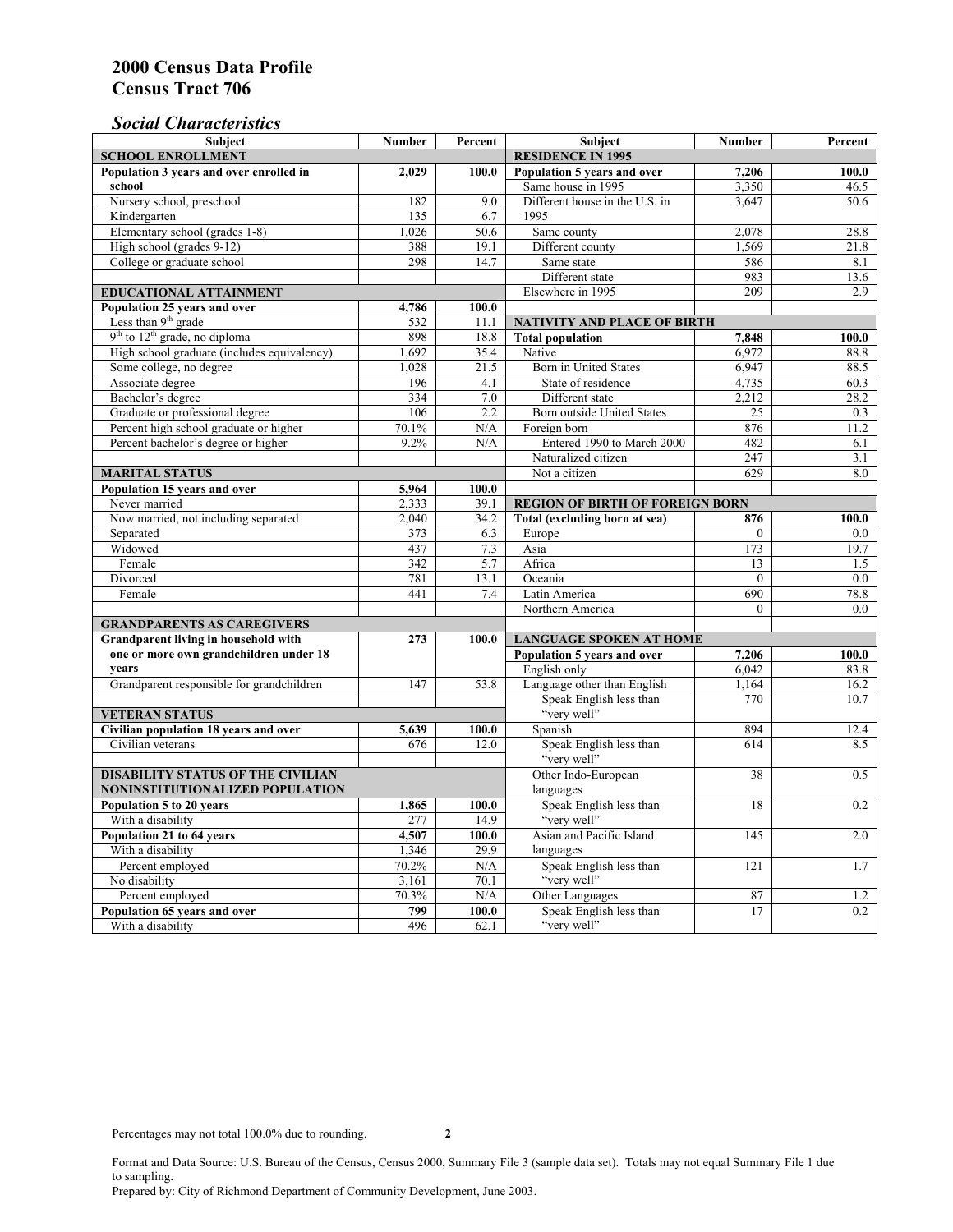# 2000 Census Data Profile
# Census Tract 706

## *Social Characteristics*

| Subject | Number | Percent | Subject | Number | Percent |
|---|---|---|---|---|---|
| **SCHOOL ENROLLMENT** | | | **RESIDENCE IN 1995** | | |
| **Population 3 years and over enrolled in school** | **2,029** | **100.0** | **Population 5 years and over** | **7,206** | **100.0** |
| Nursery school, preschool | 182 | 9.0 | Same house in 1995 | 3,350 | 46.5 |
| Kindergarten | 135 | 6.7 | Different house in the U.S. in 1995 | 3,647 | 50.6 |
| Elementary school (grades 1-8) | 1,026 | 50.6 | Same county | 2,078 | 28.8 |
| High school (grades 9-12) | 388 | 19.1 | Different county | 1,569 | 21.8 |
| College or graduate school | 298 | 14.7 | Same state | 586 | 8.1 |
| | | | Different state | 983 | 13.6 |
| **EDUCATIONAL ATTAINMENT** | | | Elsewhere in 1995 | 209 | 2.9 |
| **Population 25 years and over** | **4,786** | **100.0** | | | |
| Less than 9th grade | 532 | 11.1 | **NATIVITY AND PLACE OF BIRTH** | | |
| 9th to 12th grade, no diploma | 898 | 18.8 | **Total population** | **7,848** | **100.0** |
| High school graduate (includes equivalency) | 1,692 | 35.4 | Native | 6,972 | 88.8 |
| Some college, no degree | 1,028 | 21.5 | Born in United States | 6,947 | 88.5 |
| Associate degree | 196 | 4.1 | State of residence | 4,735 | 60.3 |
| Bachelor's degree | 334 | 7.0 | Different state | 2,212 | 28.2 |
| Graduate or professional degree | 106 | 2.2 | Born outside United States | 25 | 0.3 |
| Percent high school graduate or higher | 70.1% | N/A | Foreign born | 876 | 11.2 |
| Percent bachelor's degree or higher | 9.2% | N/A | Entered 1990 to March 2000 | 482 | 6.1 |
| | | | Naturalized citizen | 247 | 3.1 |
| **MARITAL STATUS** | | | Not a citizen | 629 | 8.0 |
| **Population 15 years and over** | **5,964** | **100.0** | | | |
| Never married | 2,333 | 39.1 | **REGION OF BIRTH OF FOREIGN BORN** | | |
| Now married, not including separated | 2,040 | 34.2 | **Total (excluding born at sea)** | **876** | **100.0** |
| Separated | 373 | 6.3 | Europe | 0 | 0.0 |
| Widowed | 437 | 7.3 | Asia | 173 | 19.7 |
| Female | 342 | 5.7 | Africa | 13 | 1.5 |
| Divorced | 781 | 13.1 | Oceania | 0 | 0.0 |
| Female | 441 | 7.4 | Latin America | 690 | 78.8 |
| | | | Northern America | 0 | 0.0 |
| **GRANDPARENTS AS CAREGIVERS** | | | | | |
| **Grandparent living in household with one or more own grandchildren under 18 years** | **273** | **100.0** | **LANGUAGE SPOKEN AT HOME** | | |
| | | | **Population 5 years and over** | **7,206** | **100.0** |
| | | | English only | 6,042 | 83.8 |
| Grandparent responsible for grandchildren | 147 | 53.8 | Language other than English | 1,164 | 16.2 |
| | | | Speak English less than "very well" | 770 | 10.7 |
| **VETERAN STATUS** | | | | | |
| **Civilian population 18 years and over** | **5,639** | **100.0** | Spanish | 894 | 12.4 |
| Civilian veterans | 676 | 12.0 | Speak English less than "very well" | 614 | 8.5 |
| **DISABILITY STATUS OF THE CIVILIAN NONINSTITUTIONALIZED POPULATION** | | | Other Indo-European languages | 38 | 0.5 |
| **Population 5 to 20 years** | **1,865** | **100.0** | Speak English less than "very well" | 18 | 0.2 |
| With a disability | 277 | 14.9 | | | |
| **Population 21 to 64 years** | **4,507** | **100.0** | Asian and Pacific Island languages | 145 | 2.0 |
| With a disability | 1,346 | 29.9 | | | |
| Percent employed | 70.2% | N/A | Speak English less than "very well" | 121 | 1.7 |
| No disability | 3,161 | 70.1 | | | |
| Percent employed | 70.3% | N/A | Other Languages | 87 | 1.2 |
| **Population 65 years and over** | **799** | **100.0** | Speak English less than "very well" | 17 | 0.2 |
| With a disability | 496 | 62.1 | | | |

Percentages may not total 100.0% due to rounding.

Format and Data Source: U.S. Bureau of the Census, Census 2000, Summary File 3 (sample data set). Totals may not equal Summary File 1 due to sampling.
Prepared by: City of Richmond Department of Community Development, June 2003.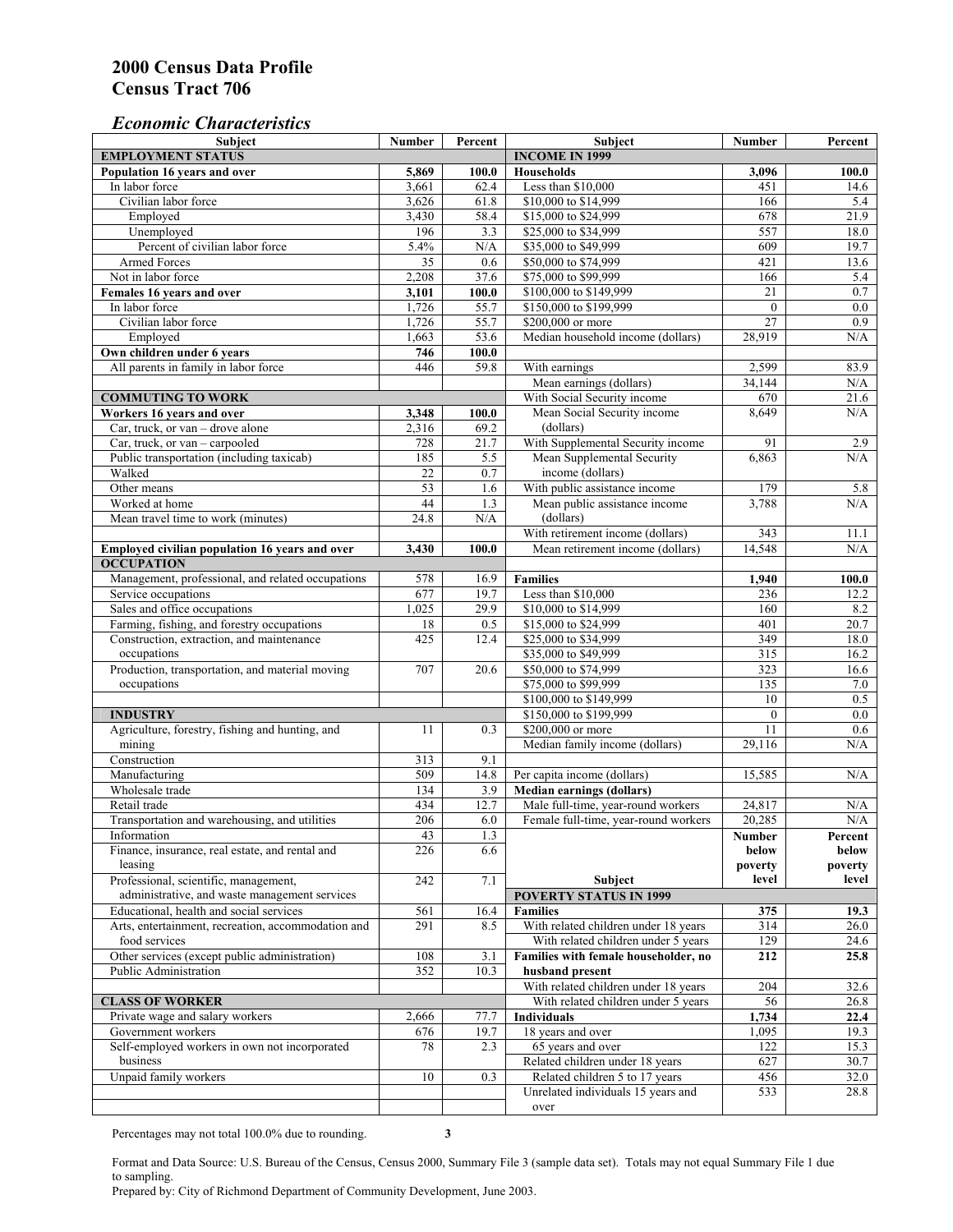# 2000 Census Data Profile
# Census Tract 706

### *Economic Characteristics*

| Subject | Number | Percent |
|---|---|---|
| **EMPLOYMENT STATUS** | | |
| **Population 16 years and over** | **5,869** | **100.0** |
| In labor force | 3,661 | 62.4 |
| Civilian labor force | 3,626 | 61.8 |
| Employed | 3,430 | 58.4 |
| Unemployed | 196 | 3.3 |
| Percent of civilian labor force | 5.4% | N/A |
| Armed Forces | 35 | 0.6 |
| Not in labor force | 2,208 | 37.6 |
| **Females 16 years and over** | **3,101** | **100.0** |
| In labor force | 1,726 | 55.7 |
| Civilian labor force | 1,726 | 55.7 |
| Employed | 1,663 | 53.6 |
| **Own children under 6 years** | **746** | **100.0** |
| All parents in family in labor force | 446 | 59.8 |
| **COMMUTING TO WORK** | | |
| **Workers 16 years and over** | **3,348** | **100.0** |
| Car, truck, or van – drove alone | 2,316 | 69.2 |
| Car, truck, or van – carpooled | 728 | 21.7 |
| Public transportation (including taxicab) | 185 | 5.5 |
| Walked | 22 | 0.7 |
| Other means | 53 | 1.6 |
| Worked at home | 44 | 1.3 |
| Mean travel time to work (minutes) | 24.8 | N/A |
| **Employed civilian population 16 years and over** | **3,430** | **100.0** |
| **OCCUPATION** | | |
| Management, professional, and related occupations | 578 | 16.9 |
| Service occupations | 677 | 19.7 |
| Sales and office occupations | 1,025 | 29.9 |
| Farming, fishing, and forestry occupations | 18 | 0.5 |
| Construction, extraction, and maintenance occupations | 425 | 12.4 |
| Production, transportation, and material moving occupations | 707 | 20.6 |
| **INDUSTRY** | | |
| Agriculture, forestry, fishing and hunting, and mining | 11 | 0.3 |
| Construction | 313 | 9.1 |
| Manufacturing | 509 | 14.8 |
| Wholesale trade | 134 | 3.9 |
| Retail trade | 434 | 12.7 |
| Transportation and warehousing, and utilities | 206 | 6.0 |
| Information | 43 | 1.3 |
| Finance, insurance, real estate, and rental and leasing | 226 | 6.6 |
| Professional, scientific, management, administrative, and waste management services | 242 | 7.1 |
| Educational, health and social services | 561 | 16.4 |
| Arts, entertainment, recreation, accommodation and food services | 291 | 8.5 |
| Other services (except public administration) | 108 | 3.1 |
| Public Administration | 352 | 10.3 |
| **CLASS OF WORKER** | | |
| Private wage and salary workers | 2,666 | 77.7 |
| Government workers | 676 | 19.7 |
| Self-employed workers in own not incorporated business | 78 | 2.3 |
| Unpaid family workers | 10 | 0.3 |

| Subject | Number | Percent |
|---|---|---|
| **INCOME IN 1999** | | |
| **Households** | **3,096** | **100.0** |
| Less than $10,000 | 451 | 14.6 |
| $10,000 to $14,999 | 166 | 5.4 |
| $15,000 to $24,999 | 678 | 21.9 |
| $25,000 to $34,999 | 557 | 18.0 |
| $35,000 to $49,999 | 609 | 19.7 |
| $50,000 to $74,999 | 421 | 13.6 |
| $75,000 to $99,999 | 166 | 5.4 |
| $100,000 to $149,999 | 21 | 0.7 |
| $150,000 to $199,999 | 0 | 0.0 |
| $200,000 or more | 27 | 0.9 |
| Median household income (dollars) | 28,919 | N/A |
| With earnings | 2,599 | 83.9 |
| Mean earnings (dollars) | 34,144 | N/A |
| With Social Security income | 670 | 21.6 |
| Mean Social Security income (dollars) | 8,649 | N/A |
| With Supplemental Security income | 91 | 2.9 |
| Mean Supplemental Security income (dollars) | 6,863 | N/A |
| With public assistance income | 179 | 5.8 |
| Mean public assistance income (dollars) | 3,788 | N/A |
| With retirement income (dollars) | 343 | 11.1 |
| Mean retirement income (dollars) | 14,548 | N/A |
| **Families** | **1,940** | **100.0** |
| Less than $10,000 | 236 | 12.2 |
| $10,000 to $14,999 | 160 | 8.2 |
| $15,000 to $24,999 | 401 | 20.7 |
| $25,000 to $34,999 | 349 | 18.0 |
| $35,000 to $49,999 | 315 | 16.2 |
| $50,000 to $74,999 | 323 | 16.6 |
| $75,000 to $99,999 | 135 | 7.0 |
| $100,000 to $149,999 | 10 | 0.5 |
| $150,000 to $199,999 | 0 | 0.0 |
| $200,000 or more | 11 | 0.6 |
| Median family income (dollars) | 29,116 | N/A |
| Per capita income (dollars) | 15,585 | N/A |
| **Median earnings (dollars)** | | |
| Male full-time, year-round workers | 24,817 | N/A |
| Female full-time, year-round workers | 20,285 | N/A |

| Subject | Number below poverty level | Percent below poverty level |
|---|---|---|
| **POVERTY STATUS IN 1999** | | |
| **Families** | **375** | **19.3** |
| With related children under 18 years | 314 | 26.0 |
| With related children under 5 years | 129 | 24.6 |
| **Families with female householder, no husband present** | **212** | **25.8** |
| With related children under 18 years | 204 | 32.6 |
| With related children under 5 years | 56 | 26.8 |
| **Individuals** | **1,734** | **22.4** |
| 18 years and over | 1,095 | 19.3 |
| 65 years and over | 122 | 15.3 |
| Related children under 18 years | 627 | 30.7 |
| Related children 5 to 17 years | 456 | 32.0 |
| Unrelated individuals 15 years and over | 533 | 28.8 |

Percentages may not total 100.0% due to rounding.

Format and Data Source: U.S. Bureau of the Census, Census 2000, Summary File 3 (sample data set). Totals may not equal Summary File 1 due to sampling.
Prepared by: City of Richmond Department of Community Development, June 2003.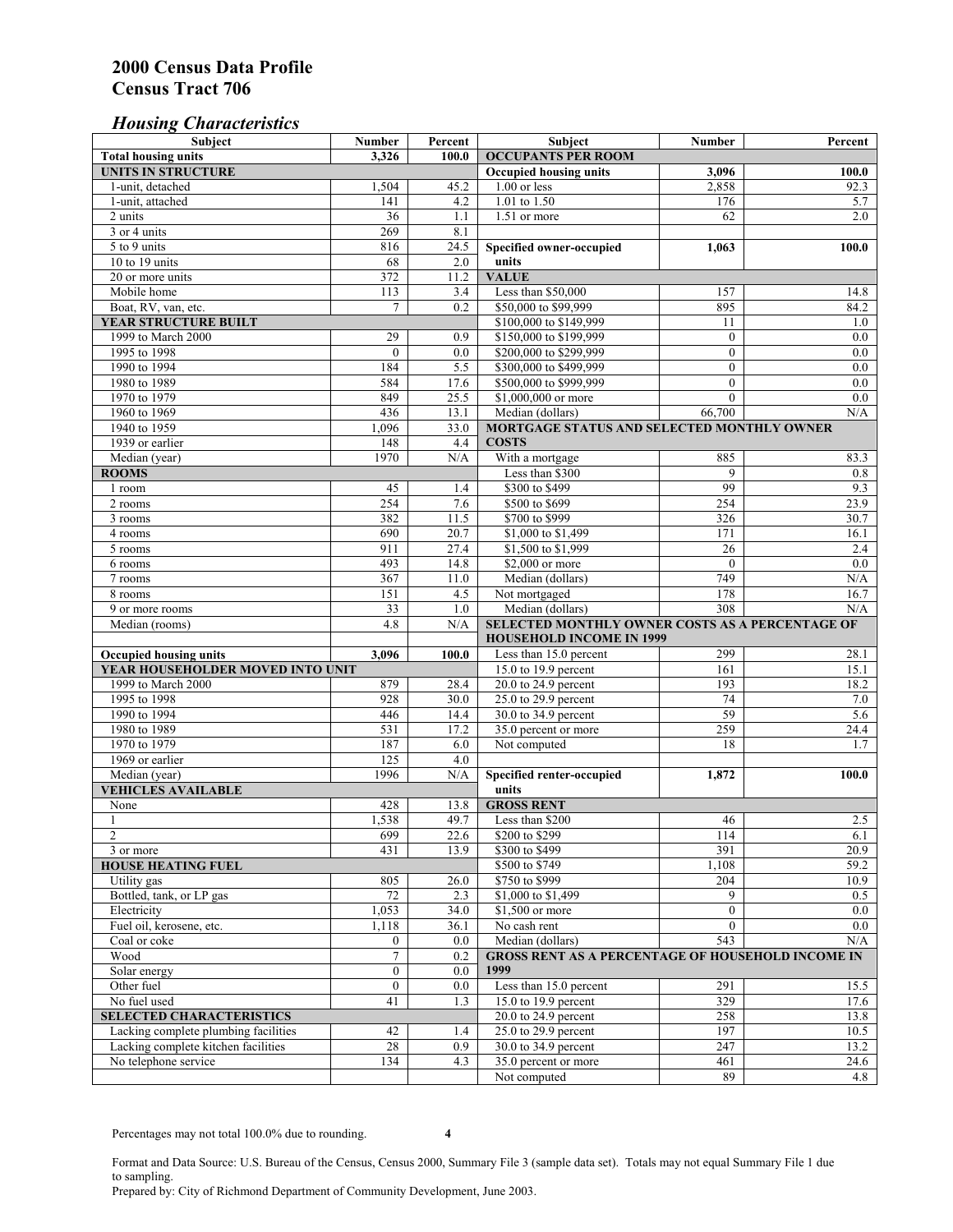# 2000 Census Data Profile
# Census Tract 706

## *Housing Characteristics*

| Subject | Number | Percent | Subject | Number | Percent |
|---|---|---|---|---|---|
| **Total housing units** | **3,326** | **100.0** | **OCCUPANTS PER ROOM** | | |
| **UNITS IN STRUCTURE** | | | **Occupied housing units** | **3,096** | **100.0** |
| 1-unit, detached | 1,504 | 45.2 | 1.00 or less | 2,858 | 92.3 |
| 1-unit, attached | 141 | 4.2 | 1.01 to 1.50 | 176 | 5.7 |
| 2 units | 36 | 1.1 | 1.51 or more | 62 | 2.0 |
| 3 or 4 units | 269 | 8.1 | | | |
| 5 to 9 units | 816 | 24.5 | **Specified owner-occupied units** | **1,063** | **100.0** |
| 10 to 19 units | 68 | 2.0 | | | |
| 20 or more units | 372 | 11.2 | **VALUE** | | |
| Mobile home | 113 | 3.4 | Less than $50,000 | 157 | 14.8 |
| Boat, RV, van, etc. | 7 | 0.2 | $50,000 to $99,999 | 895 | 84.2 |
| **YEAR STRUCTURE BUILT** | | | $100,000 to $149,999 | 11 | 1.0 |
| 1999 to March 2000 | 29 | 0.9 | $150,000 to $199,999 | 0 | 0.0 |
| 1995 to 1998 | 0 | 0.0 | $200,000 to $299,999 | 0 | 0.0 |
| 1990 to 1994 | 184 | 5.5 | $300,000 to $499,999 | 0 | 0.0 |
| 1980 to 1989 | 584 | 17.6 | $500,000 to $999,999 | 0 | 0.0 |
| 1970 to 1979 | 849 | 25.5 | $1,000,000 or more | 0 | 0.0 |
| 1960 to 1969 | 436 | 13.1 | Median (dollars) | 66,700 | N/A |
| 1940 to 1959 | 1,096 | 33.0 | **MORTGAGE STATUS AND SELECTED MONTHLY OWNER COSTS** | | |
| 1939 or earlier | 148 | 4.4 | | | |
| Median (year) | 1970 | N/A | With a mortgage | 885 | 83.3 |
| **ROOMS** | | | Less than $300 | 9 | 0.8 |
| 1 room | 45 | 1.4 | $300 to $499 | 99 | 9.3 |
| 2 rooms | 254 | 7.6 | $500 to $699 | 254 | 23.9 |
| 3 rooms | 382 | 11.5 | $700 to $999 | 326 | 30.7 |
| 4 rooms | 690 | 20.7 | $1,000 to $1,499 | 171 | 16.1 |
| 5 rooms | 911 | 27.4 | $1,500 to $1,999 | 26 | 2.4 |
| 6 rooms | 493 | 14.8 | $2,000 or more | 0 | 0.0 |
| 7 rooms | 367 | 11.0 | Median (dollars) | 749 | N/A |
| 8 rooms | 151 | 4.5 | Not mortgaged | 178 | 16.7 |
| 9 or more rooms | 33 | 1.0 | Median (dollars) | 308 | N/A |
| Median (rooms) | 4.8 | N/A | **SELECTED MONTHLY OWNER COSTS AS A PERCENTAGE OF HOUSEHOLD INCOME IN 1999** | | |
| **Occupied housing units** | **3,096** | **100.0** | Less than 15.0 percent | 299 | 28.1 |
| **YEAR HOUSEHOLDER MOVED INTO UNIT** | | | 15.0 to 19.9 percent | 161 | 15.1 |
| 1999 to March 2000 | 879 | 28.4 | 20.0 to 24.9 percent | 193 | 18.2 |
| 1995 to 1998 | 928 | 30.0 | 25.0 to 29.9 percent | 74 | 7.0 |
| 1990 to 1994 | 446 | 14.4 | 30.0 to 34.9 percent | 59 | 5.6 |
| 1980 to 1989 | 531 | 17.2 | 35.0 percent or more | 259 | 24.4 |
| 1970 to 1979 | 187 | 6.0 | Not computed | 18 | 1.7 |
| 1969 or earlier | 125 | 4.0 | | | |
| Median (year) | 1996 | N/A | **Specified renter-occupied units** | **1,872** | **100.0** |
| **VEHICLES AVAILABLE** | | | | | |
| None | 428 | 13.8 | **GROSS RENT** | | |
| 1 | 1,538 | 49.7 | Less than $200 | 46 | 2.5 |
| 2 | 699 | 22.6 | $200 to $299 | 114 | 6.1 |
| 3 or more | 431 | 13.9 | $300 to $499 | 391 | 20.9 |
| **HOUSE HEATING FUEL** | | | $500 to $749 | 1,108 | 59.2 |
| Utility gas | 805 | 26.0 | $750 to $999 | 204 | 10.9 |
| Bottled, tank, or LP gas | 72 | 2.3 | $1,000 to $1,499 | 9 | 0.5 |
| Electricity | 1,053 | 34.0 | $1,500 or more | 0 | 0.0 |
| Fuel oil, kerosene, etc. | 1,118 | 36.1 | No cash rent | 0 | 0.0 |
| Coal or coke | 0 | 0.0 | Median (dollars) | 543 | N/A |
| Wood | 7 | 0.2 | **GROSS RENT AS A PERCENTAGE OF HOUSEHOLD INCOME IN 1999** | | |
| Solar energy | 0 | 0.0 | | | |
| Other fuel | 0 | 0.0 | Less than 15.0 percent | 291 | 15.5 |
| No fuel used | 41 | 1.3 | 15.0 to 19.9 percent | 329 | 17.6 |
| **SELECTED CHARACTERISTICS** | | | 20.0 to 24.9 percent | 258 | 13.8 |
| Lacking complete plumbing facilities | 42 | 1.4 | 25.0 to 29.9 percent | 197 | 10.5 |
| Lacking complete kitchen facilities | 28 | 0.9 | 30.0 to 34.9 percent | 247 | 13.2 |
| No telephone service | 134 | 4.3 | 35.0 percent or more | 461 | 24.6 |
| | | | Not computed | 89 | 4.8 |

Percentages may not total 100.0% due to rounding.

Format and Data Source: U.S. Bureau of the Census, Census 2000, Summary File 3 (sample data set). Totals may not equal Summary File 1 due to sampling.
Prepared by: City of Richmond Department of Community Development, June 2003.